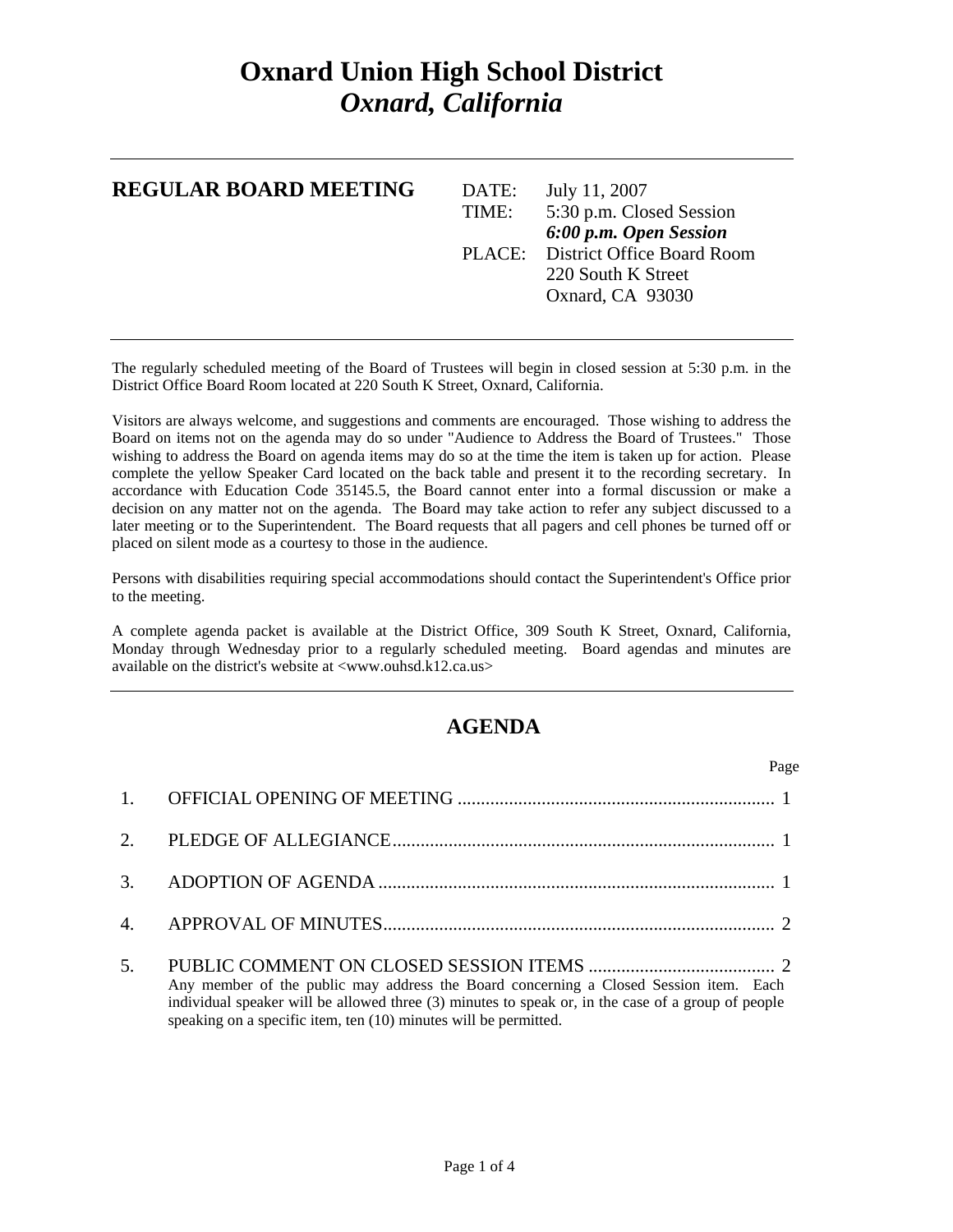# Oxnard Union High School District
## *Oxnard, California*

---

**REGULAR BOARD MEETING**

DATE: July 11, 2007
TIME: 5:30 p.m. Closed Session
***6:00 p.m. Open Session***
PLACE: District Office Board Room
220 South K Street
Oxnard, CA 93030

---

The regularly scheduled meeting of the Board of Trustees will begin in closed session at 5:30 p.m. in the District Office Board Room located at 220 South K Street, Oxnard, California.

Visitors are always welcome, and suggestions and comments are encouraged. Those wishing to address the Board on items not on the agenda may do so under "Audience to Address the Board of Trustees." Those wishing to address the Board on agenda items may do so at the time the item is taken up for action. Please complete the yellow Speaker Card located on the back table and present it to the recording secretary. In accordance with Education Code 35145.5, the Board cannot enter into a formal discussion or make a decision on any matter not on the agenda. The Board may take action to refer any subject discussed to a later meeting or to the Superintendent. The Board requests that all pagers and cell phones be turned off or placed on silent mode as a courtesy to those in the audience.

Persons with disabilities requiring special accommodations should contact the Superintendent's Office prior to the meeting.

A complete agenda packet is available at the District Office, 309 South K Street, Oxnard, California, Monday through Wednesday prior to a regularly scheduled meeting. Board agendas and minutes are available on the district's website at <www.ouhsd.k12.ca.us>

---

## AGENDA

| | | Page |
|---|---|---|
| 1. | OFFICIAL OPENING OF MEETING | 1 |
| 2. | PLEDGE OF ALLEGIANCE | 1 |
| 3. | ADOPTION OF AGENDA | 1 |
| 4. | APPROVAL OF MINUTES | 2 |
| 5. | PUBLIC COMMENT ON CLOSED SESSION ITEMS<br>Any member of the public may address the Board concerning a Closed Session item. Each individual speaker will be allowed three (3) minutes to speak or, in the case of a group of people speaking on a specific item, ten (10) minutes will be permitted. | 2 |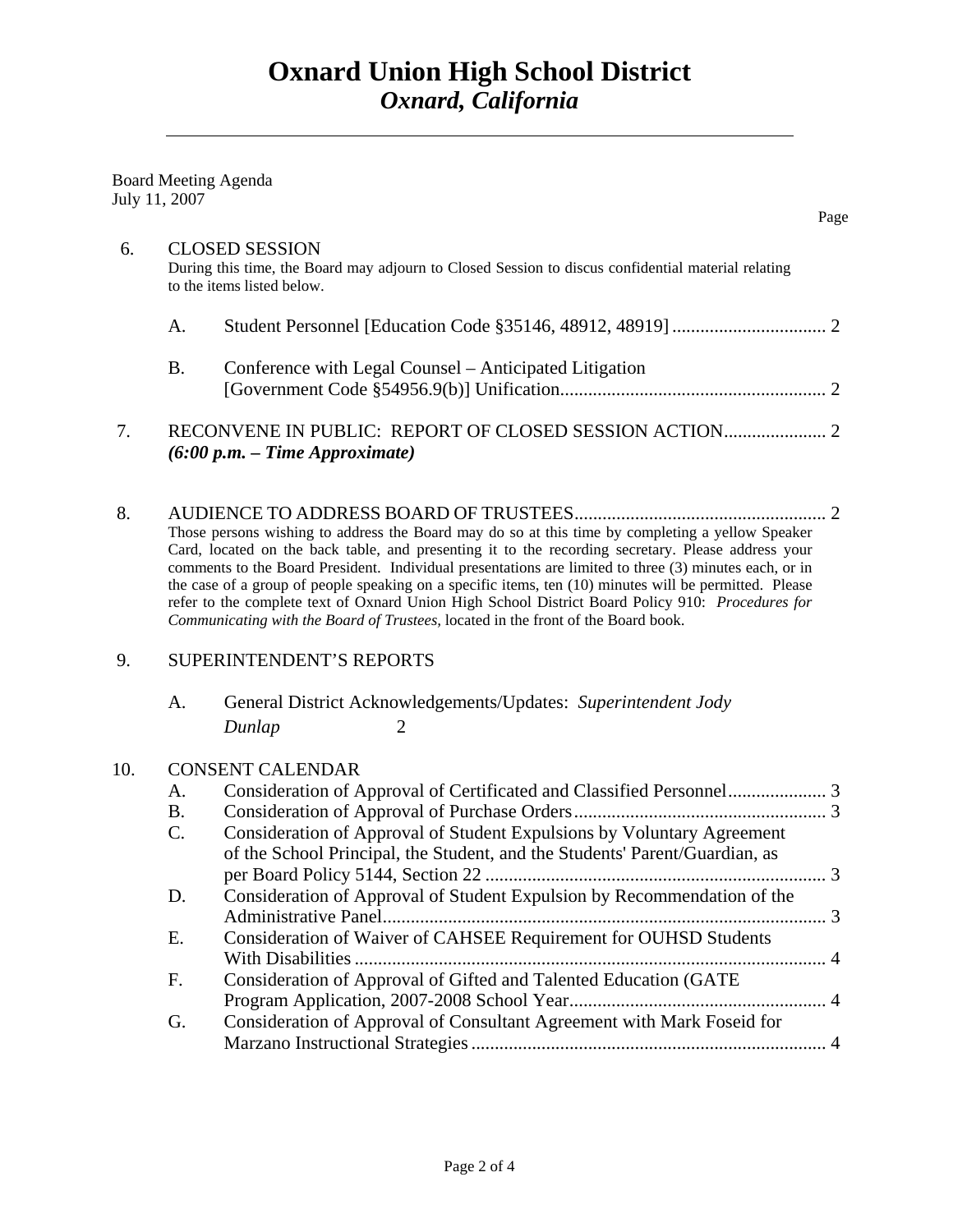# Oxnard Union High School District
## *Oxnard, California*

Board Meeting Agenda
July 11, 2007

Page

6. CLOSED SESSION
During this time, the Board may adjourn to Closed Session to discus confidential material relating to the items listed below.

   A. Student Personnel [Education Code §35146, 48912, 48919] ................................ 2

   B. Conference with Legal Counsel – Anticipated Litigation [Government Code §54956.9(b)] Unification........................................................ 2

7. RECONVENE IN PUBLIC: REPORT OF CLOSED SESSION ACTION..................... 2
***(6:00 p.m. – Time Approximate)***

8. AUDIENCE TO ADDRESS BOARD OF TRUSTEES...................................................... 2
Those persons wishing to address the Board may do so at this time by completing a yellow Speaker Card, located on the back table, and presenting it to the recording secretary. Please address your comments to the Board President. Individual presentations are limited to three (3) minutes each, or in the case of a group of people speaking on a specific items, ten (10) minutes will be permitted. Please refer to the complete text of Oxnard Union High School District Board Policy 910: *Procedures for Communicating with the Board of Trustees,* located in the front of the Board book.

9. SUPERINTENDENT'S REPORTS

   A. General District Acknowledgements/Updates: *Superintendent Jody Dunlap* 2

10. CONSENT CALENDAR
   A. Consideration of Approval of Certificated and Classified Personnel..................... 3
   B. Consideration of Approval of Purchase Orders...................................................... 3
   C. Consideration of Approval of Student Expulsions by Voluntary Agreement of the School Principal, the Student, and the Students' Parent/Guardian, as per Board Policy 5144, Section 22 ........................................................................ 3
   D. Consideration of Approval of Student Expulsion by Recommendation of the Administrative Panel.............................................................................................. 3
   E. Consideration of Waiver of CAHSEE Requirement for OUHSD Students With Disabilities .................................................................................................... 4
   F. Consideration of Approval of Gifted and Talented Education (GATE Program Application, 2007-2008 School Year...................................................... 4
   G. Consideration of Approval of Consultant Agreement with Mark Foseid for Marzano Instructional Strategies ........................................................................... 4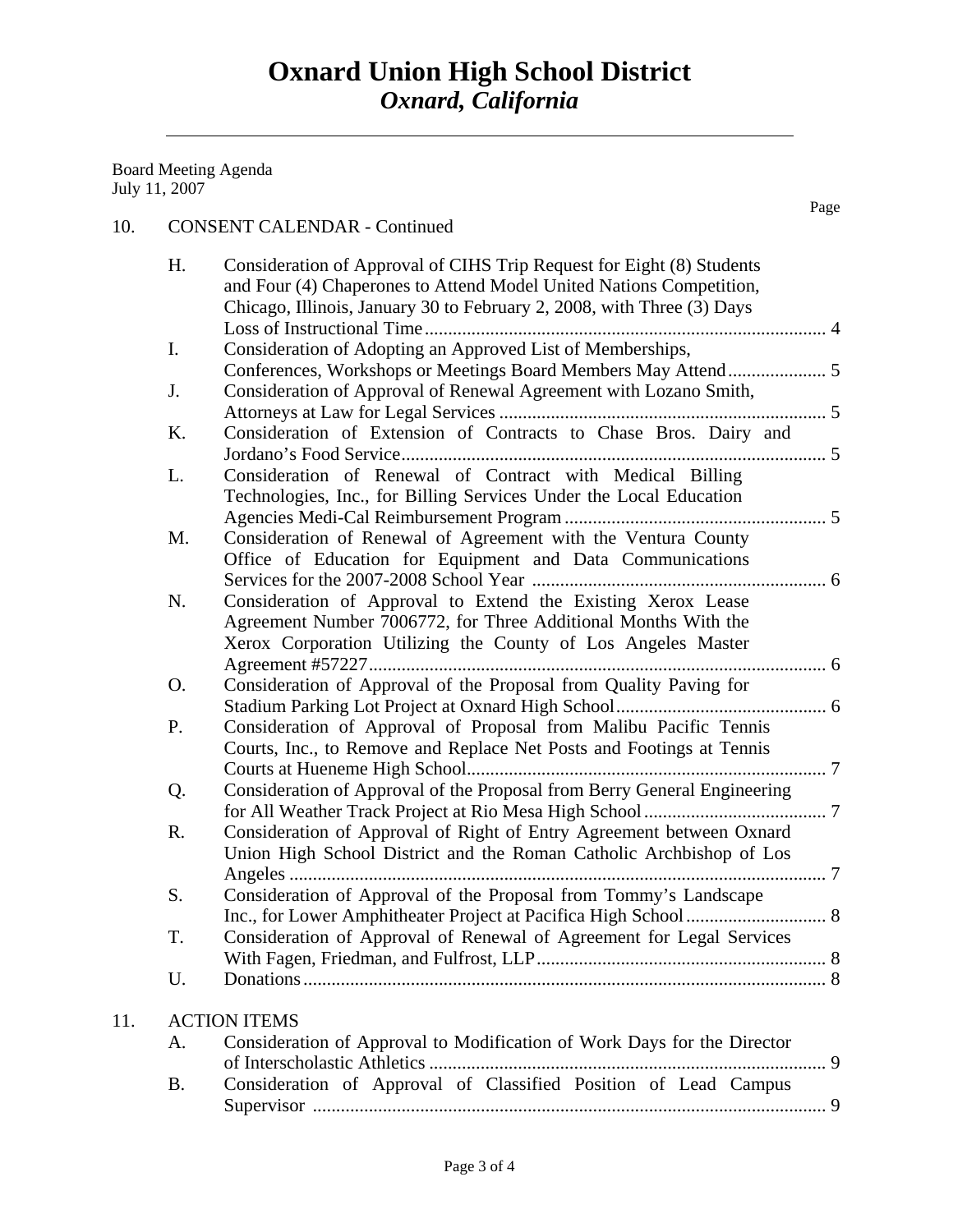# Oxnard Union High School District
## *Oxnard, California*

Board Meeting Agenda
July 11, 2007

Page

10. CONSENT CALENDAR - Continued

   H. Consideration of Approval of CIHS Trip Request for Eight (8) Students and Four (4) Chaperones to Attend Model United Nations Competition, Chicago, Illinois, January 30 to February 2, 2008, with Three (3) Days Loss of Instructional Time ........ 4
   I. Consideration of Adopting an Approved List of Memberships, Conferences, Workshops or Meetings Board Members May Attend ........ 5
   J. Consideration of Approval of Renewal Agreement with Lozano Smith, Attorneys at Law for Legal Services ........ 5
   K. Consideration of Extension of Contracts to Chase Bros. Dairy and Jordano's Food Service ........ 5
   L. Consideration of Renewal of Contract with Medical Billing Technologies, Inc., for Billing Services Under the Local Education Agencies Medi-Cal Reimbursement Program ........ 5
   M. Consideration of Renewal of Agreement with the Ventura County Office of Education for Equipment and Data Communications Services for the 2007-2008 School Year ........ 6
   N. Consideration of Approval to Extend the Existing Xerox Lease Agreement Number 7006772, for Three Additional Months With the Xerox Corporation Utilizing the County of Los Angeles Master Agreement #57227 ........ 6
   O. Consideration of Approval of the Proposal from Quality Paving for Stadium Parking Lot Project at Oxnard High School ........ 6
   P. Consideration of Approval of Proposal from Malibu Pacific Tennis Courts, Inc., to Remove and Replace Net Posts and Footings at Tennis Courts at Hueneme High School ........ 7
   Q. Consideration of Approval of the Proposal from Berry General Engineering for All Weather Track Project at Rio Mesa High School ........ 7
   R. Consideration of Approval of Right of Entry Agreement between Oxnard Union High School District and the Roman Catholic Archbishop of Los Angeles ........ 7
   S. Consideration of Approval of the Proposal from Tommy's Landscape Inc., for Lower Amphitheater Project at Pacifica High School ........ 8
   T. Consideration of Approval of Renewal of Agreement for Legal Services With Fagen, Friedman, and Fulfrost, LLP ........ 8
   U. Donations ........ 8

11. ACTION ITEMS

   A. Consideration of Approval to Modification of Work Days for the Director of Interscholastic Athletics ........ 9
   B. Consideration of Approval of Classified Position of Lead Campus Supervisor ........ 9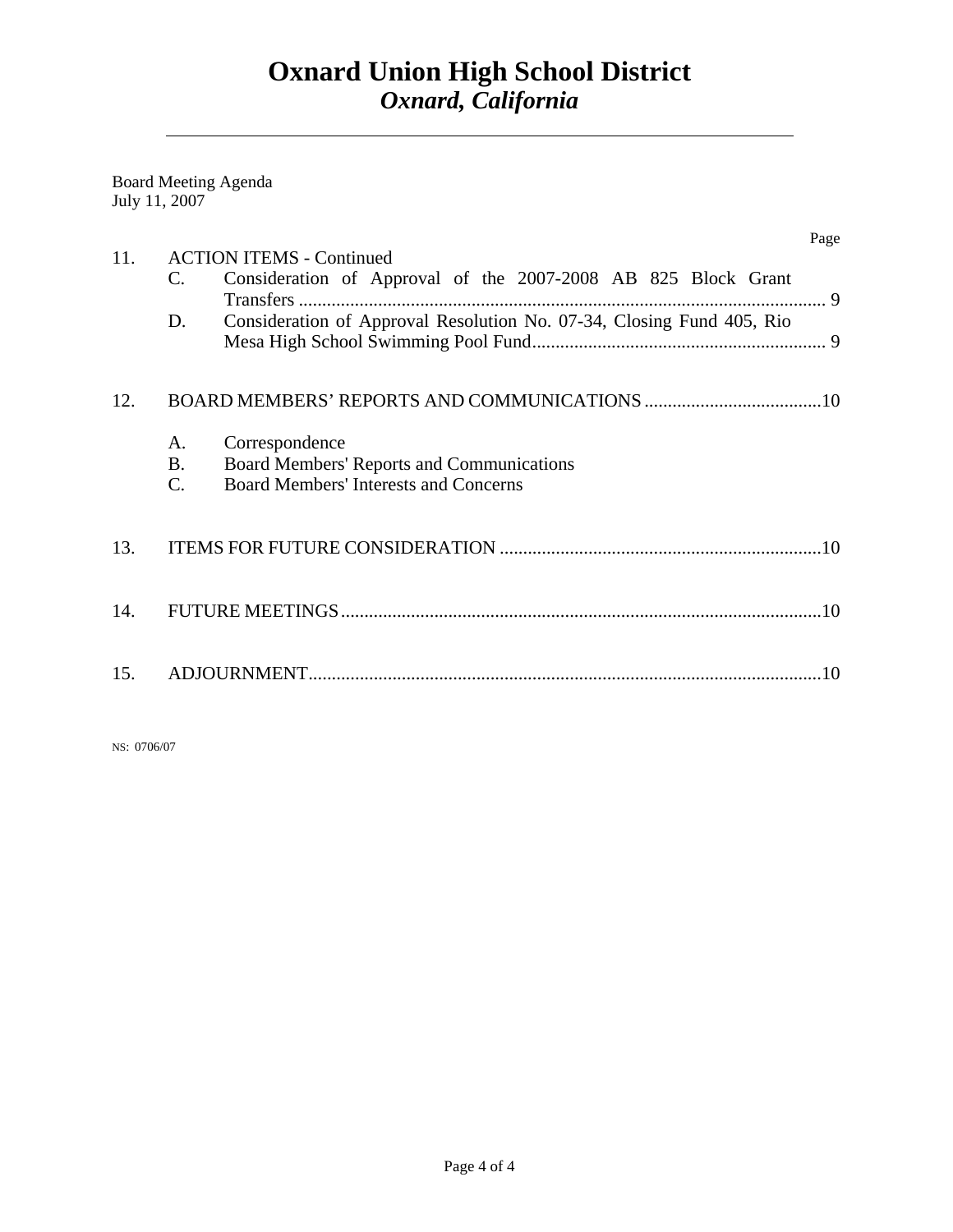# Oxnard Union High School District
## *Oxnard, California*

---

Board Meeting Agenda
July 11, 2007

Page

11. ACTION ITEMS - Continued
    - C. Consideration of Approval of the 2007-2008 AB 825 Block Grant Transfers ..... 9
    - D. Consideration of Approval Resolution No. 07-34, Closing Fund 405, Rio Mesa High School Swimming Pool Fund ..... 9

12. BOARD MEMBERS' REPORTS AND COMMUNICATIONS ..... 10
    - A. Correspondence
    - B. Board Members' Reports and Communications
    - C. Board Members' Interests and Concerns

13. ITEMS FOR FUTURE CONSIDERATION ..... 10

14. FUTURE MEETINGS ..... 10

15. ADJOURNMENT ..... 10

NS: 0706/07